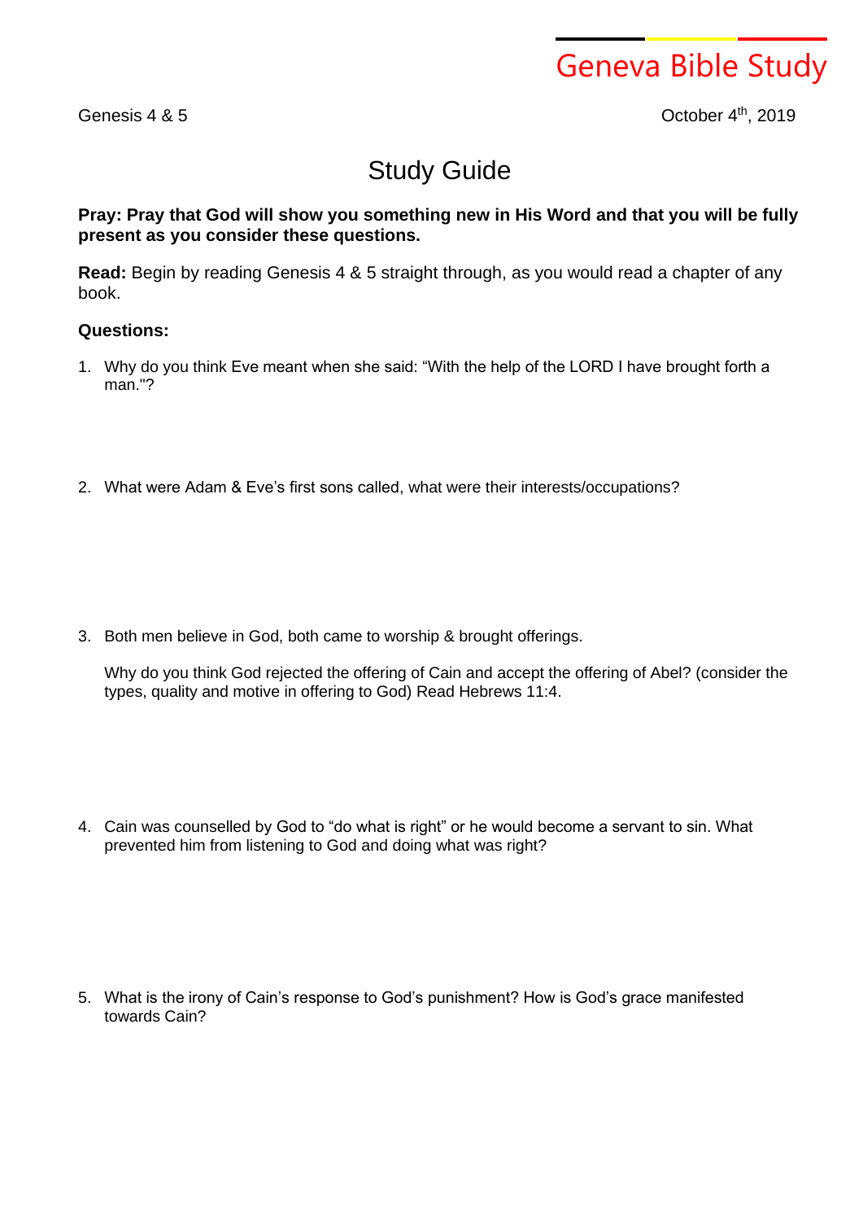Geneva Bible Study

Genesis 4 & 5

October 4th, 2019

# Study Guide

**Pray: Pray that God will show you something new in His Word and that you will be fully present as you consider these questions.**

**Read:** Begin by reading Genesis 4 & 5 straight through, as you would read a chapter of any book.

**Questions:**

1. Why do you think Eve meant when she said: "With the help of the LORD I have brought forth a man."?

2. What were Adam & Eve's first sons called, what were their interests/occupations?

3. Both men believe in God, both came to worship & brought offerings.

   Why do you think God rejected the offering of Cain and accept the offering of Abel? (consider the types, quality and motive in offering to God) Read Hebrews 11:4.

4. Cain was counselled by God to "do what is right" or he would become a servant to sin. What prevented him from listening to God and doing what was right?

5. What is the irony of Cain's response to God's punishment? How is God's grace manifested towards Cain?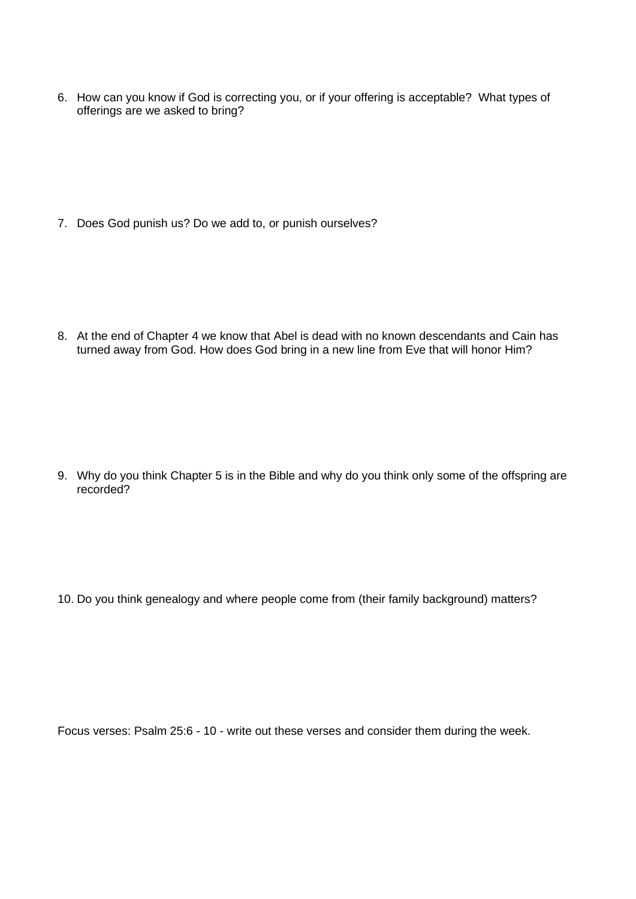6. How can you know if God is correcting you, or if your offering is acceptable? What types of offerings are we asked to bring?

7. Does God punish us? Do we add to, or punish ourselves?

8. At the end of Chapter 4 we know that Abel is dead with no known descendants and Cain has turned away from God. How does God bring in a new line from Eve that will honor Him?

9. Why do you think Chapter 5 is in the Bible and why do you think only some of the offspring are recorded?

10. Do you think genealogy and where people come from (their family background) matters?

Focus verses: Psalm 25:6 - 10 - write out these verses and consider them during the week.